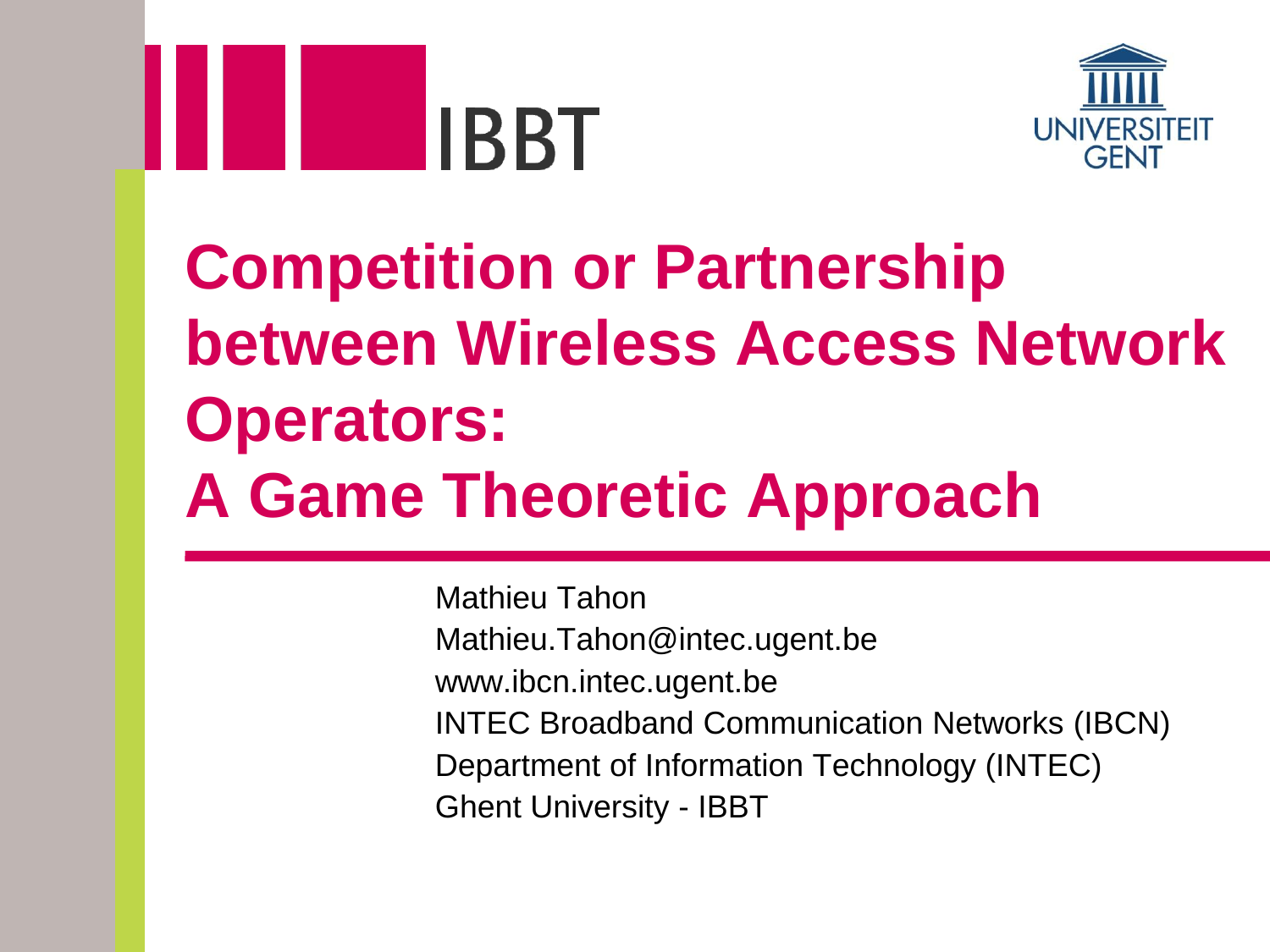# Competition or Partnership between Wireless Access Network Operators: A Game Theoretic Approach

Mathieu Tahon
Mathieu.Tahon@intec.ugent.be
www.ibcn.intec.ugent.be
INTEC Broadband Communication Networks (IBCN)
Department of Information Technology (INTEC)
Ghent University - IBBT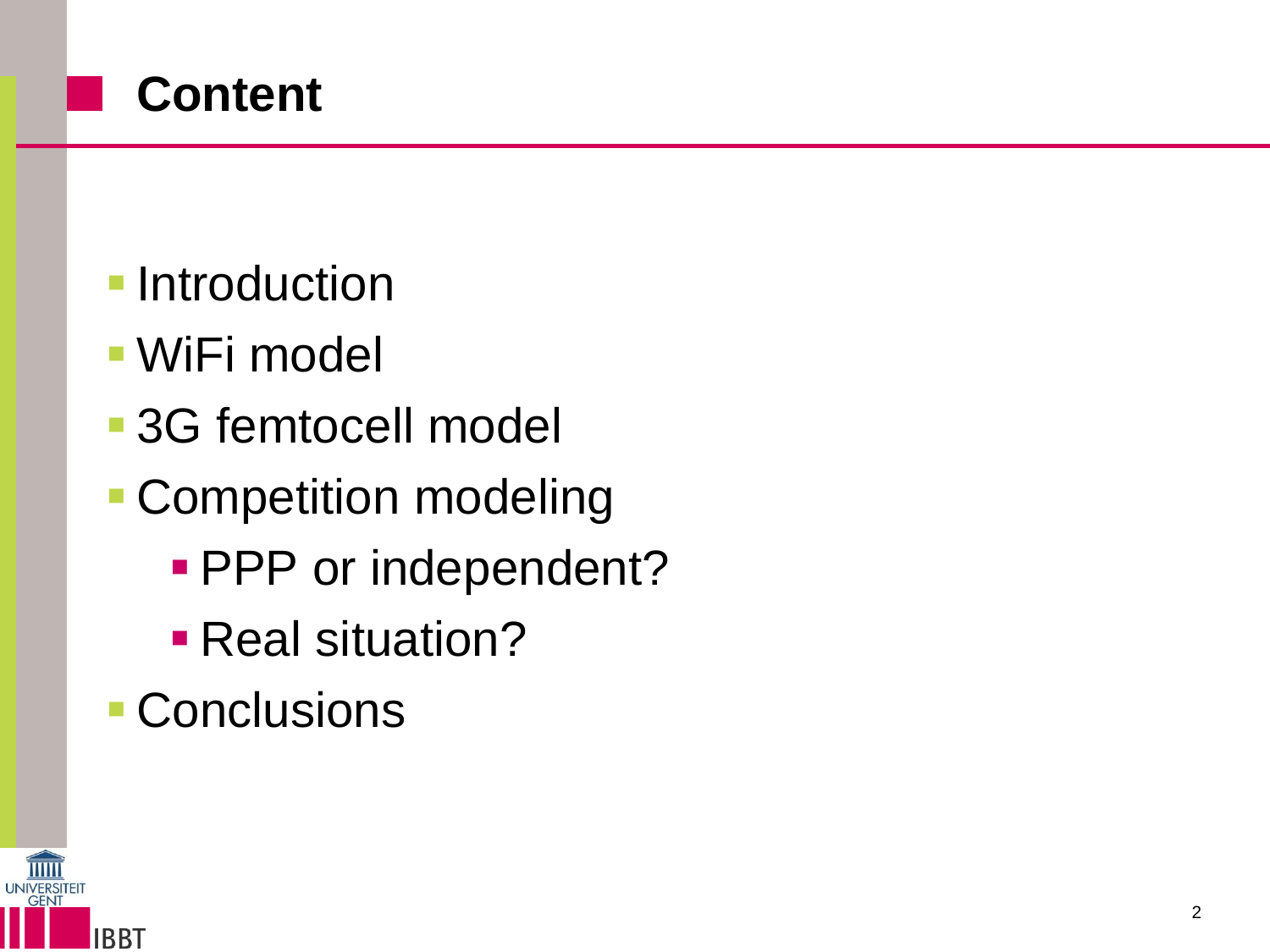# Content

- Introduction
- WiFi model
- 3G femtocell model
- Competition modeling
  - PPP or independent?
  - Real situation?
- Conclusions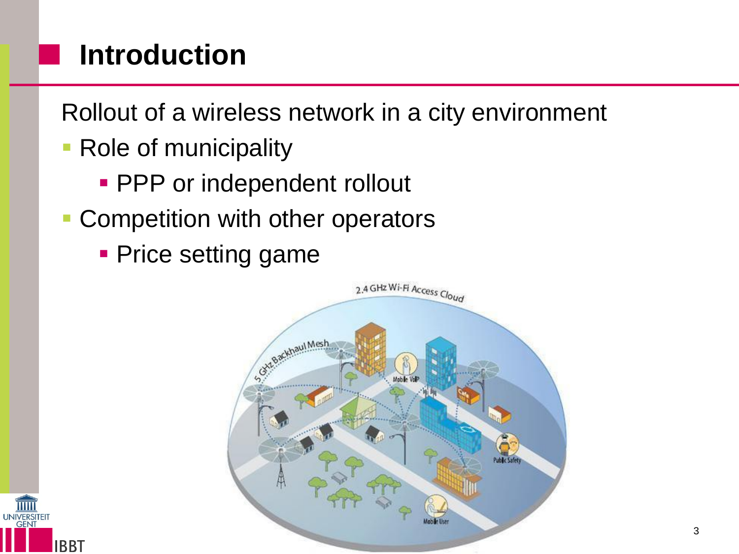# Introduction

Rollout of a wireless network in a city environment

- Role of municipality
  - PPP or independent rollout
- Competition with other operators
  - Price setting game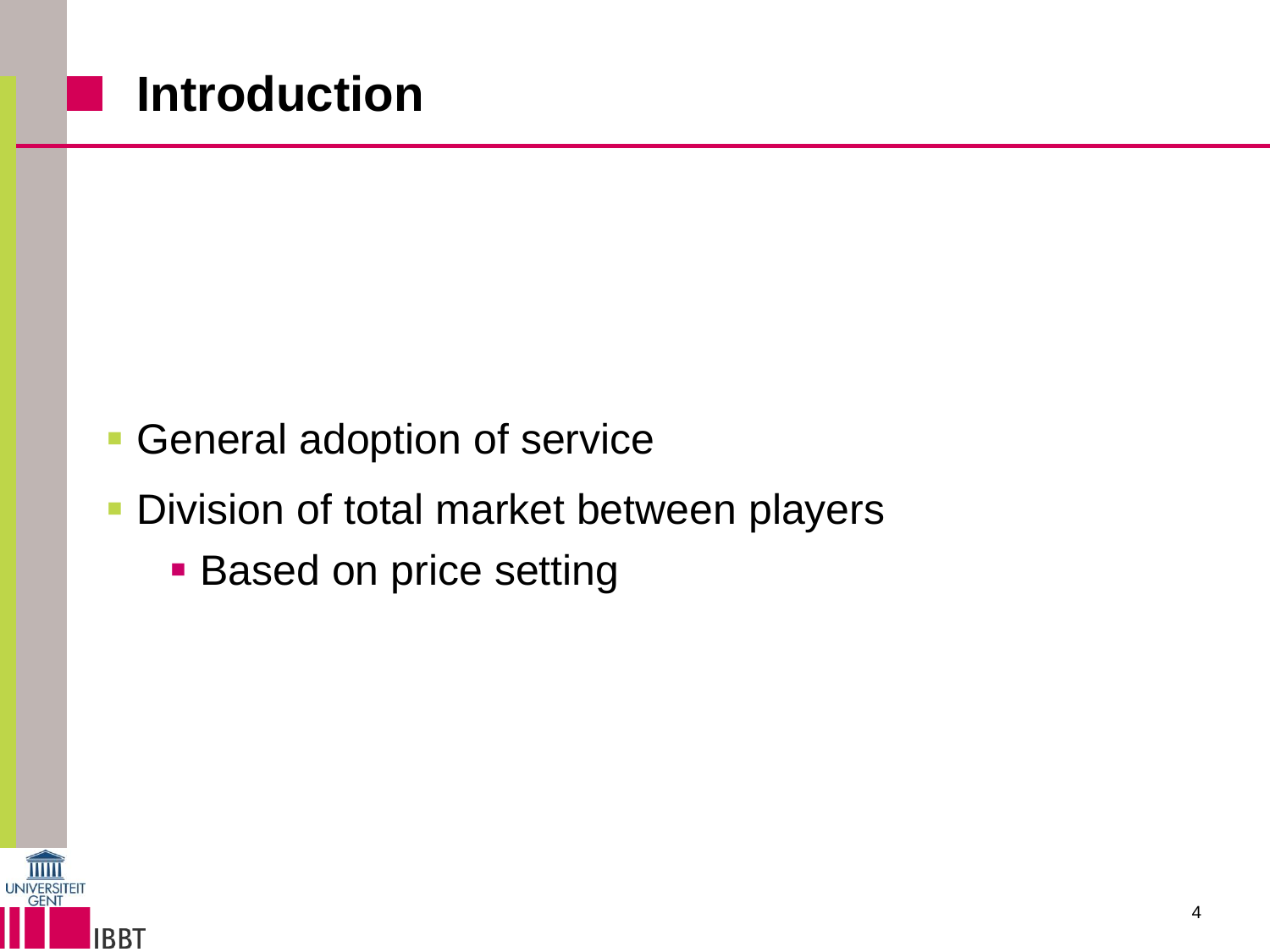# Introduction

- General adoption of service
- Division of total market between players
  - Based on price setting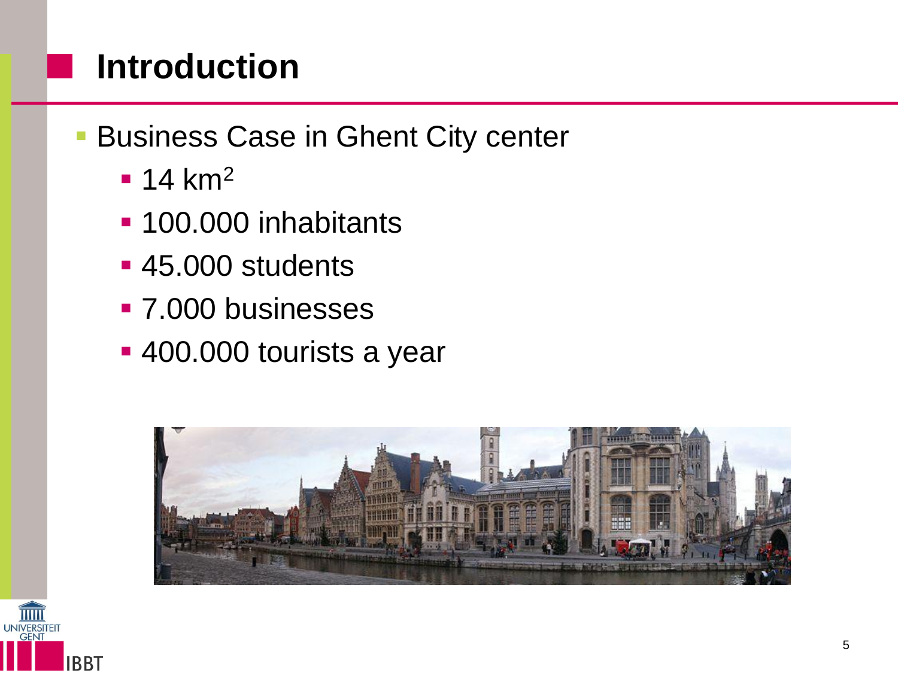# Introduction

- Business Case in Ghent City center
  - 14 $km^2$
  - 100.000 inhabitants
  - 45.000 students
  - 7.000 businesses
  - 400.000 tourists a year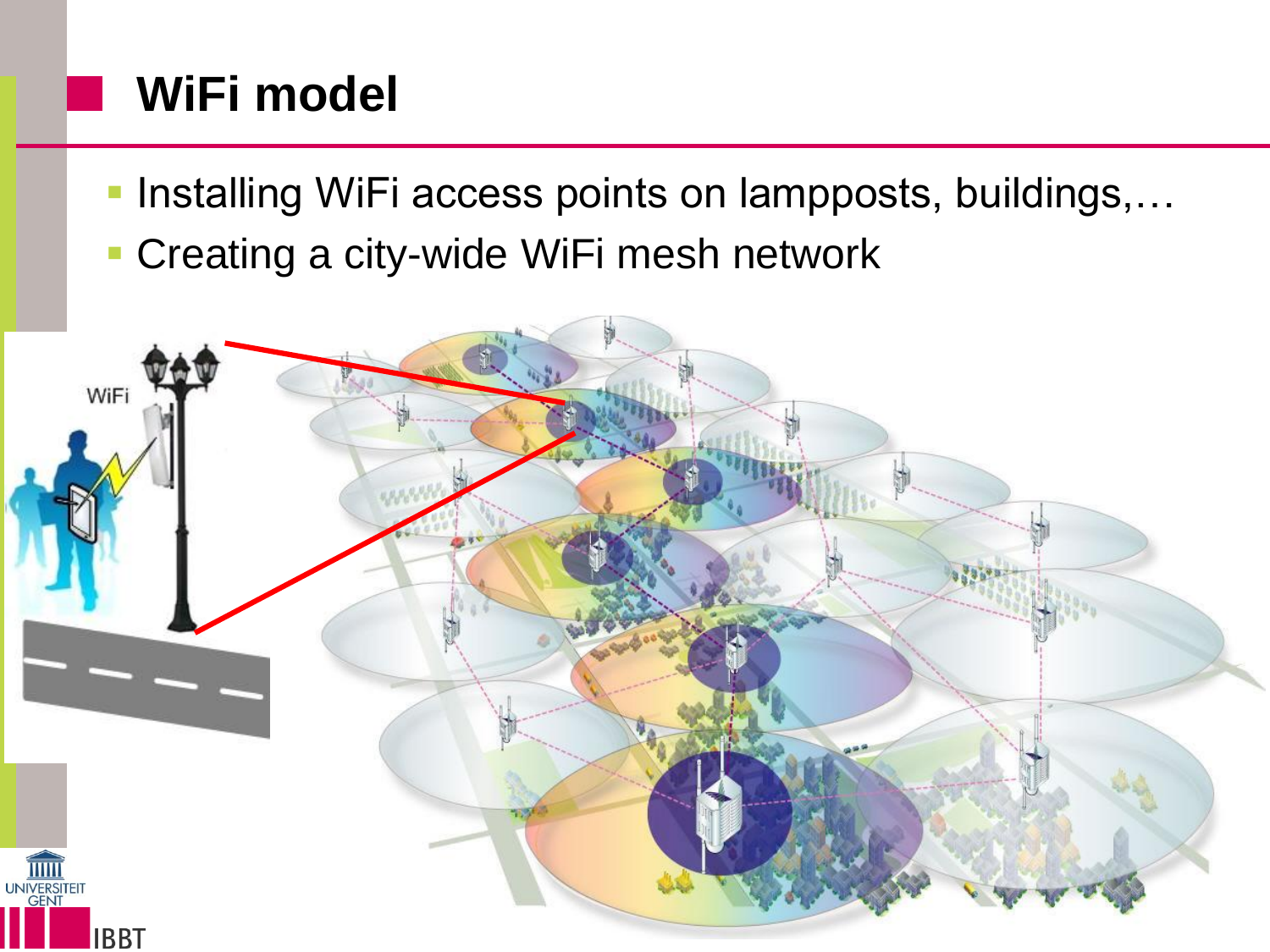# WiFi model

- Installing WiFi access points on lampposts, buildings,…
- Creating a city-wide WiFi mesh network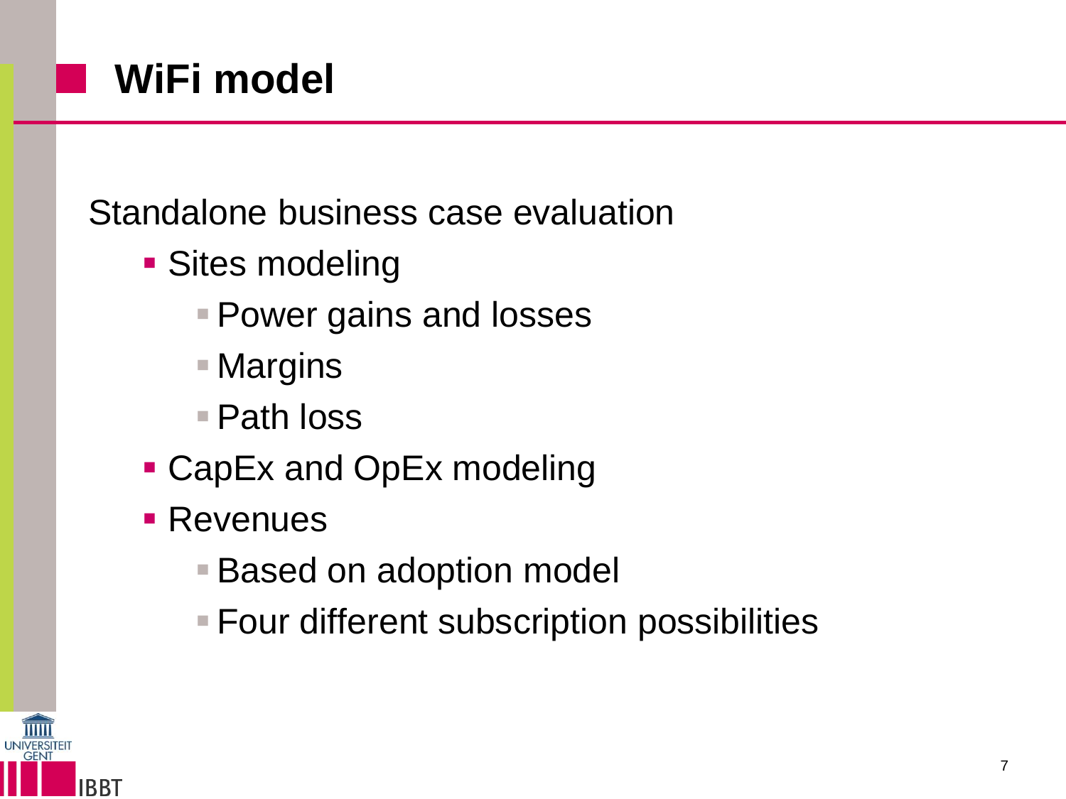# WiFi model

Standalone business case evaluation

- Sites modeling
  - Power gains and losses
  - Margins
  - Path loss
- CapEx and OpEx modeling
- Revenues
  - Based on adoption model
  - Four different subscription possibilities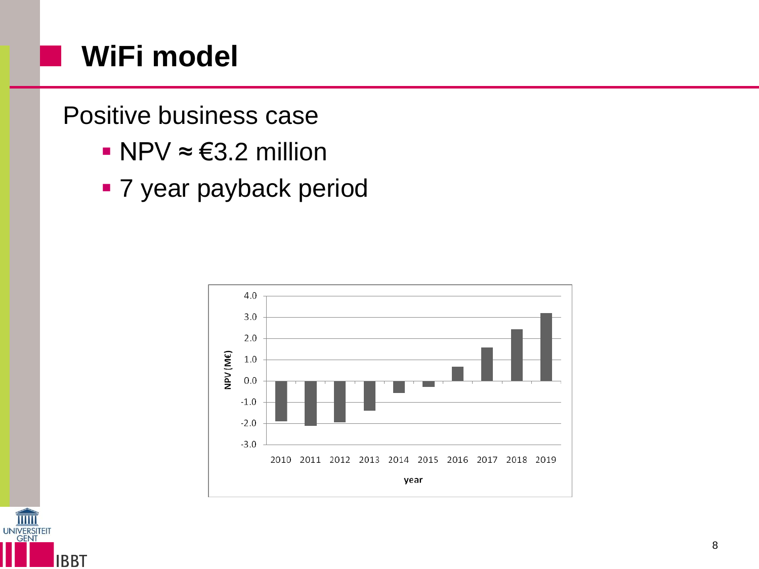# WiFi model

Positive business case

- NPV ≈ €3.2 million
- 7 year payback period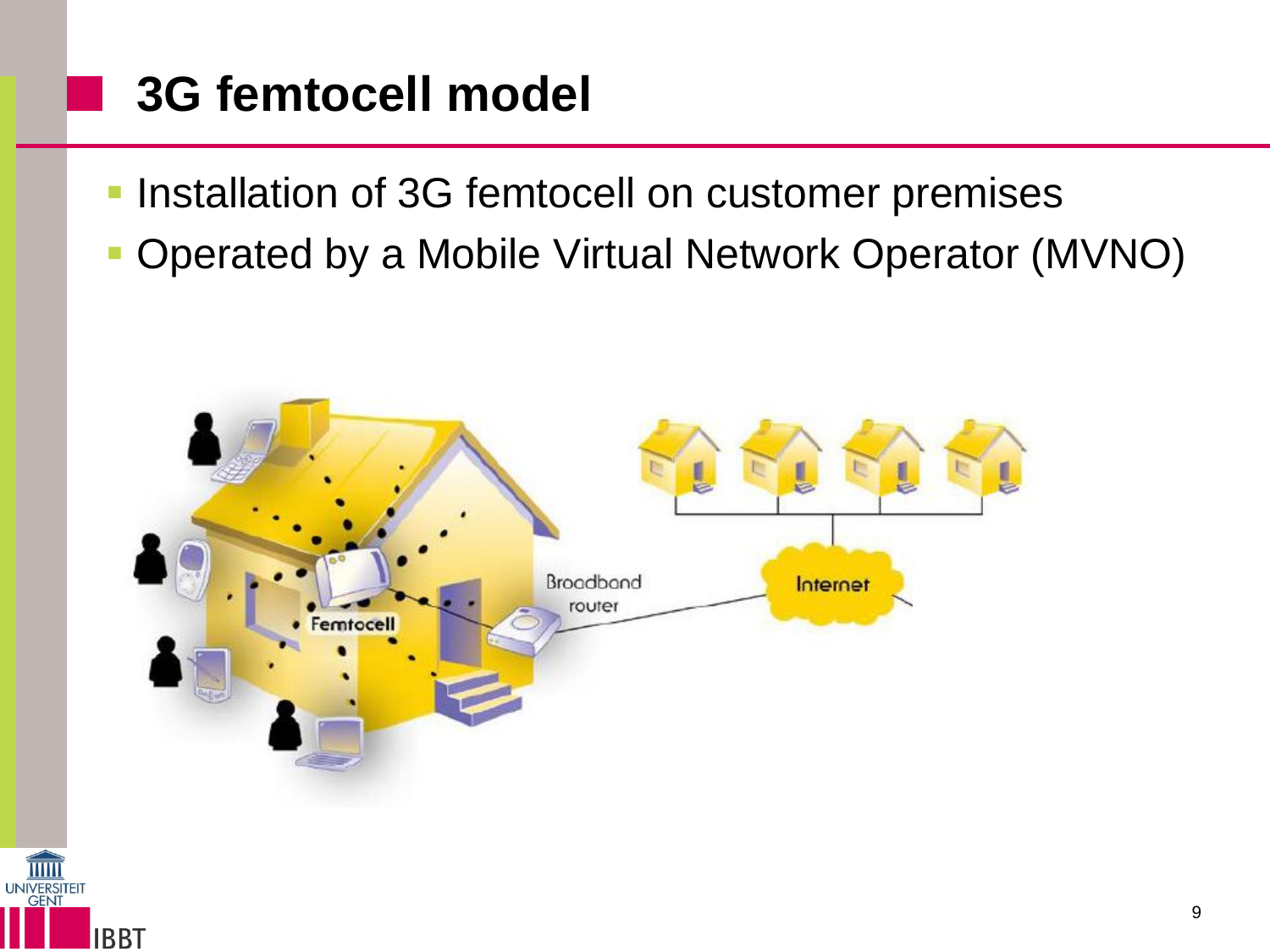# 3G femtocell model

- Installation of 3G femtocell on customer premises
- Operated by a Mobile Virtual Network Operator (MVNO)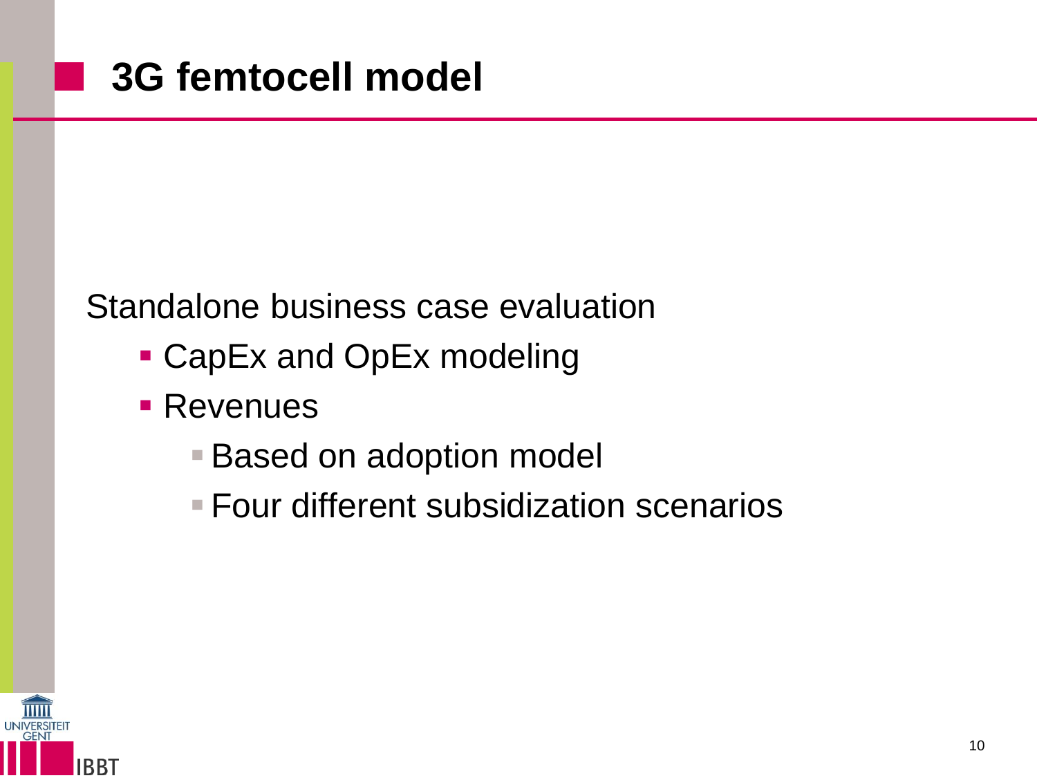# 3G femtocell model

Standalone business case evaluation

- CapEx and OpEx modeling
- Revenues
  - Based on adoption model
  - Four different subsidization scenarios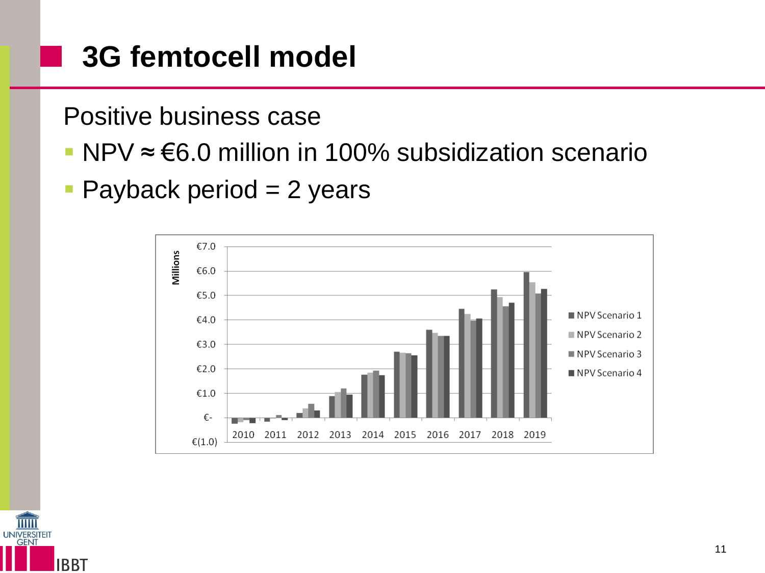# 3G femtocell model

Positive business case

- NPV ≈ €6.0 million in 100% subsidization scenario
- Payback period = 2 years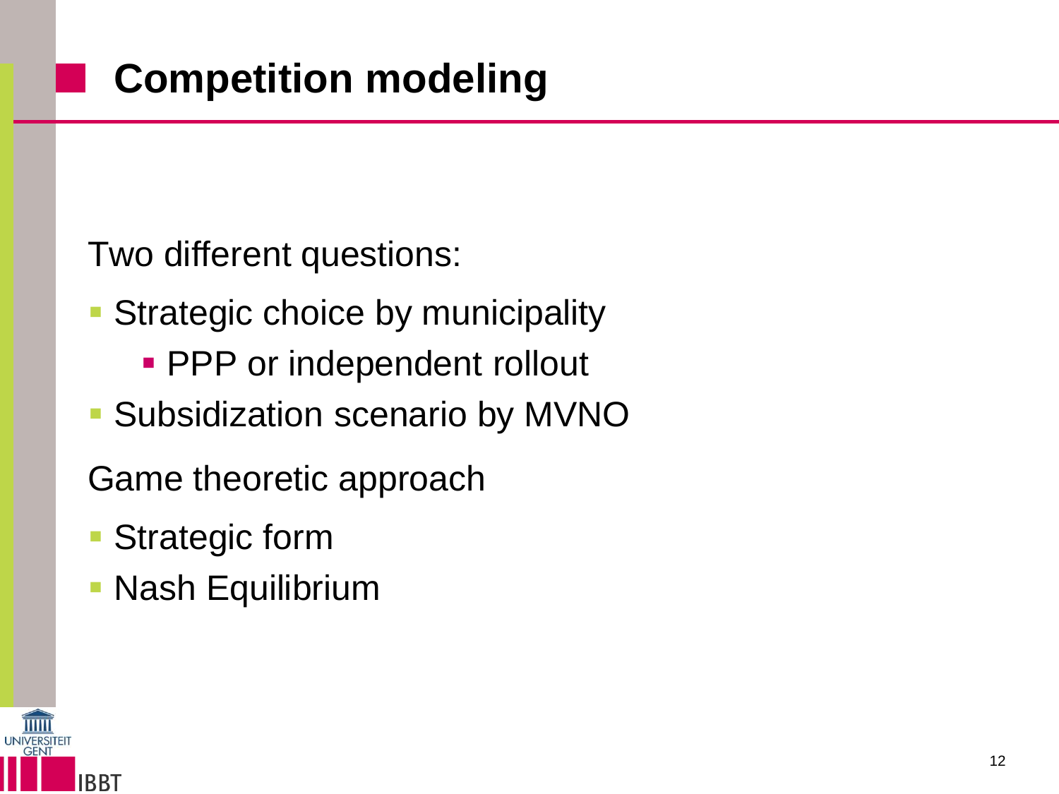# Competition modeling

Two different questions:

- Strategic choice by municipality
  - PPP or independent rollout
- Subsidization scenario by MVNO

Game theoretic approach

- Strategic form
- Nash Equilibrium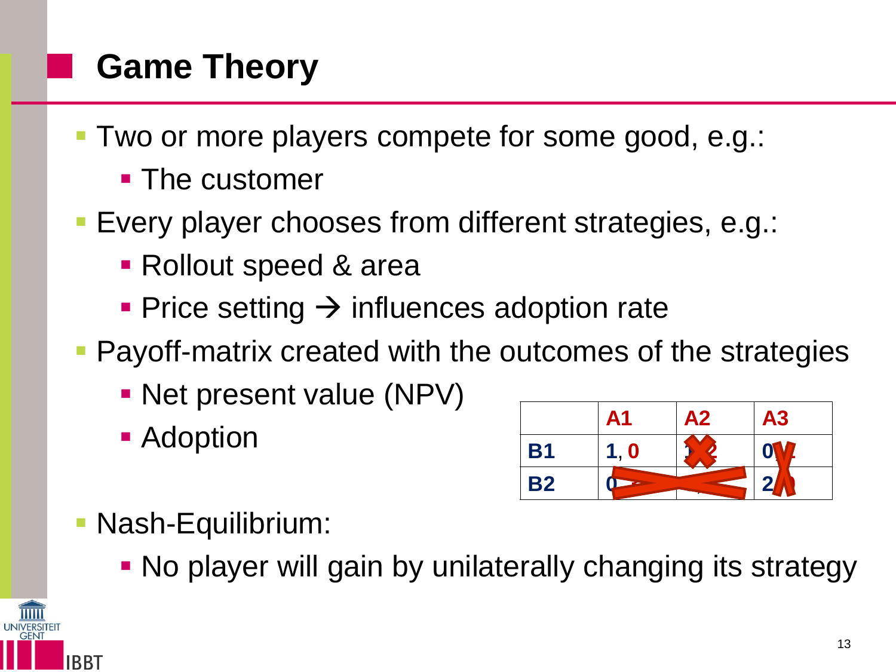# Game Theory

- Two or more players compete for some good, e.g.:
  - The customer
- Every player chooses from different strategies, e.g.:
  - Rollout speed & area
  - Price setting → influences adoption rate
- Payoff-matrix created with the outcomes of the strategies
  - Net present value (NPV)
  - Adoption

|  | A1 | A2 | A3 |
|---|---|---|---|
| B1 | 1, 0 | 1, 2 | 0, 1 |
| B2 | 0, | , | 2, 0 |

- Nash-Equilibrium:
  - No player will gain by unilaterally changing its strategy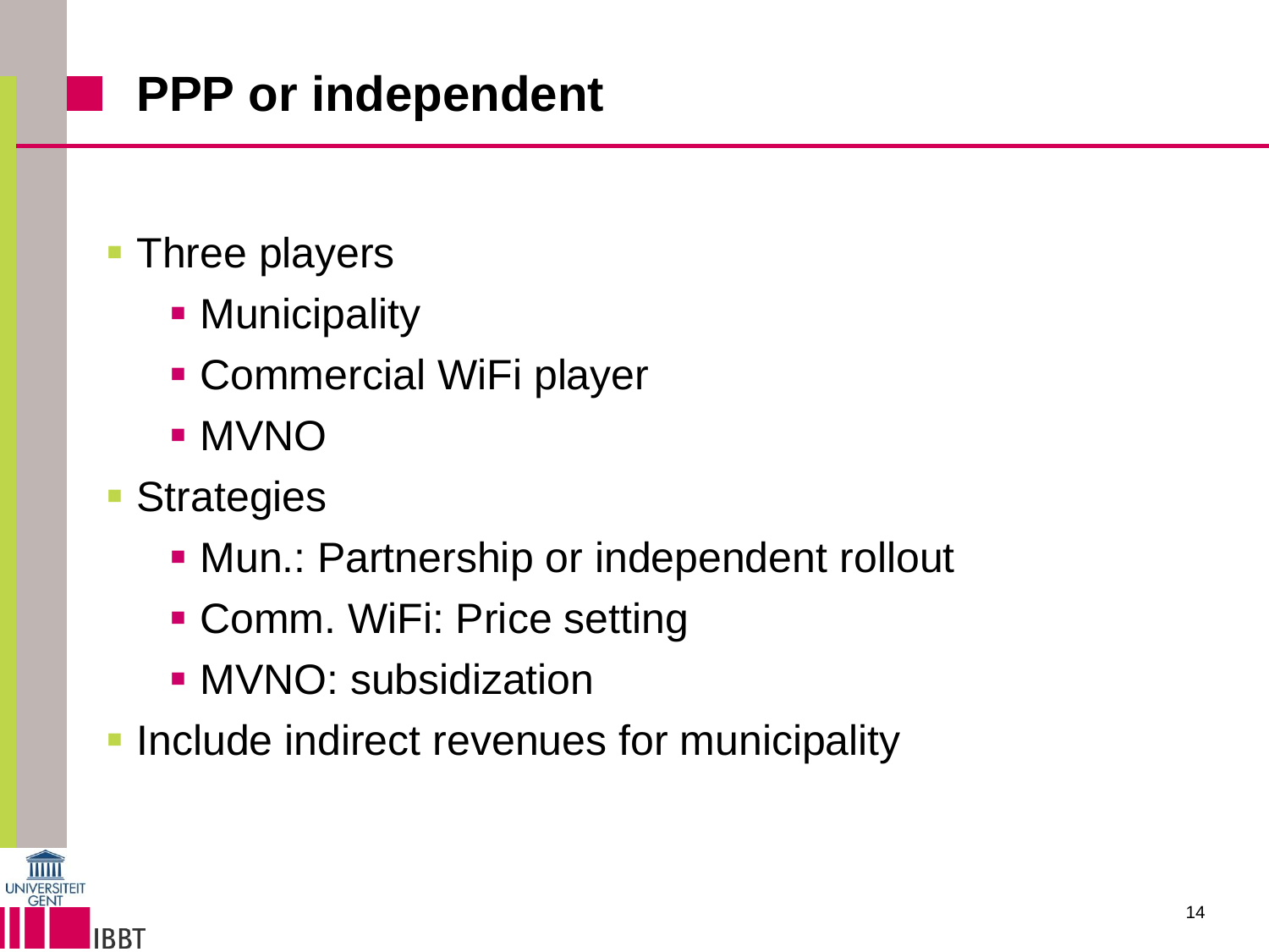# PPP or independent

- Three players
  - Municipality
  - Commercial WiFi player
  - MVNO
- Strategies
  - Mun.: Partnership or independent rollout
  - Comm. WiFi: Price setting
  - MVNO: subsidization
- Include indirect revenues for municipality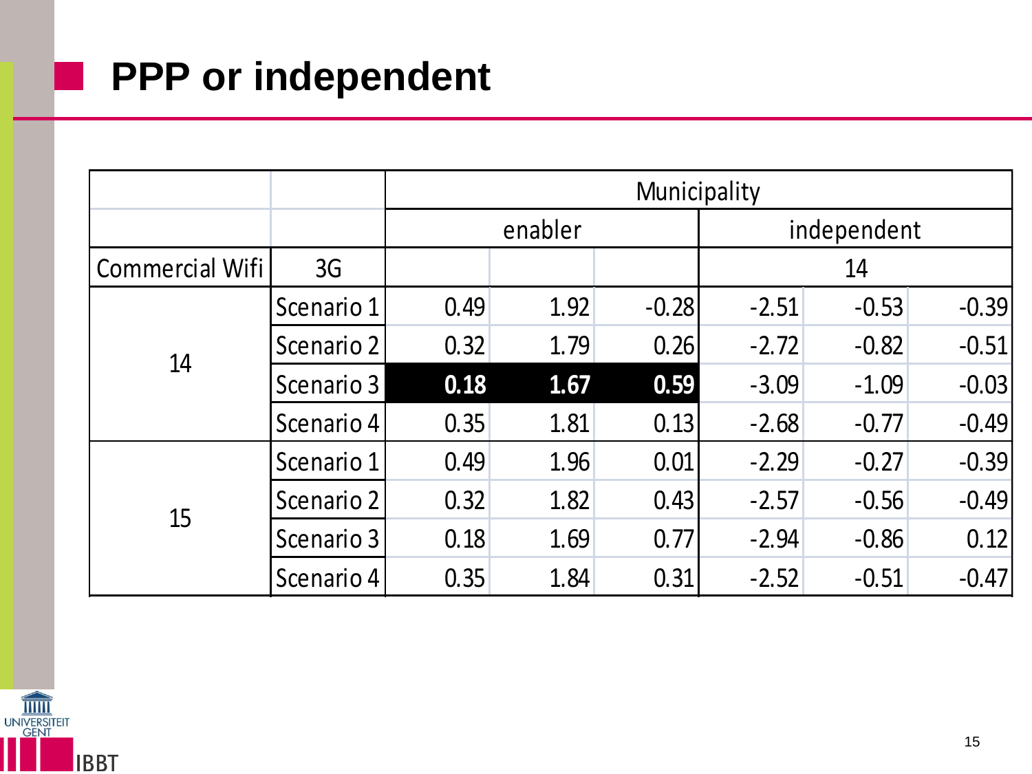# PPP or independent

| | | Municipality | | | | | |
|---|---|---|---|---|---|---|---|
| | | enabler | | | independent | | |
| Commercial Wifi | 3G | | | | 14 | | |
| 14 | Scenario 1 | 0.49 | 1.92 | -0.28 | -2.51 | -0.53 | -0.39 |
| | Scenario 2 | 0.32 | 1.79 | 0.26 | -2.72 | -0.82 | -0.51 |
| | Scenario 3 | **0.18** | **1.67** | **0.59** | -3.09 | -1.09 | -0.03 |
| | Scenario 4 | 0.35 | 1.81 | 0.13 | -2.68 | -0.77 | -0.49 |
| 15 | Scenario 1 | 0.49 | 1.96 | 0.01 | -2.29 | -0.27 | -0.39 |
| | Scenario 2 | 0.32 | 1.82 | 0.43 | -2.57 | -0.56 | -0.49 |
| | Scenario 3 | 0.18 | 1.69 | 0.77 | -2.94 | -0.86 | 0.12 |
| | Scenario 4 | 0.35 | 1.84 | 0.31 | -2.52 | -0.51 | -0.47 |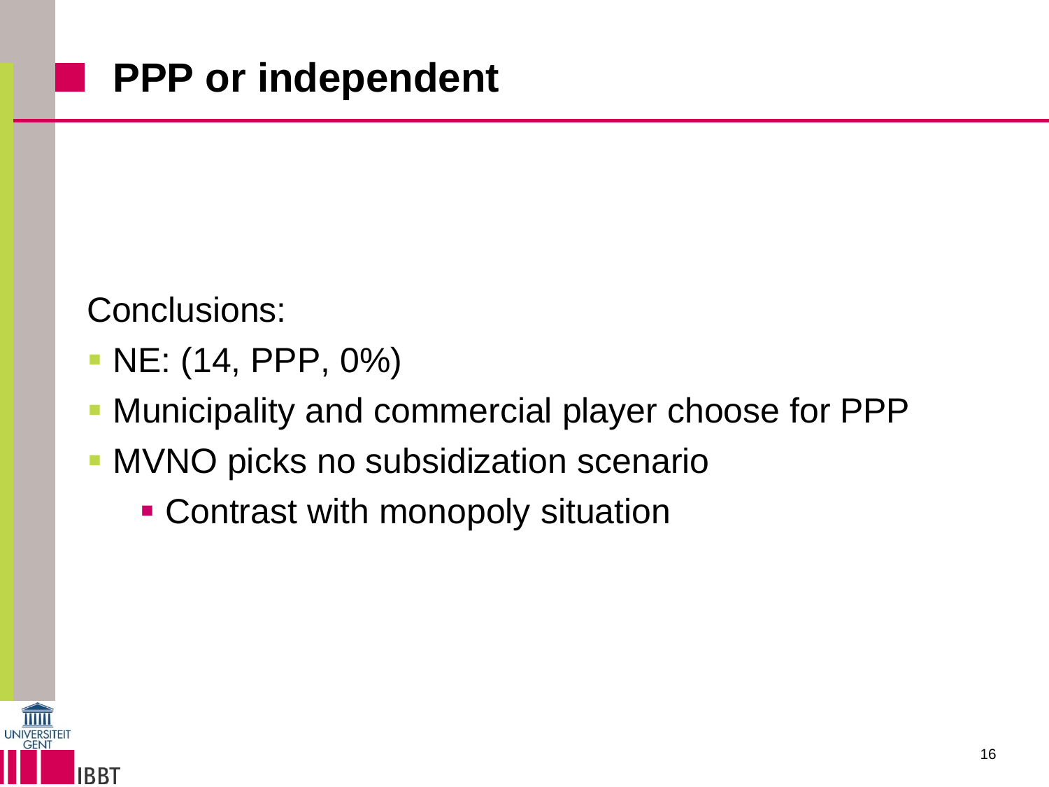# PPP or independent

Conclusions:

- NE: (14, PPP, 0%)
- Municipality and commercial player choose for PPP
- MVNO picks no subsidization scenario
  - Contrast with monopoly situation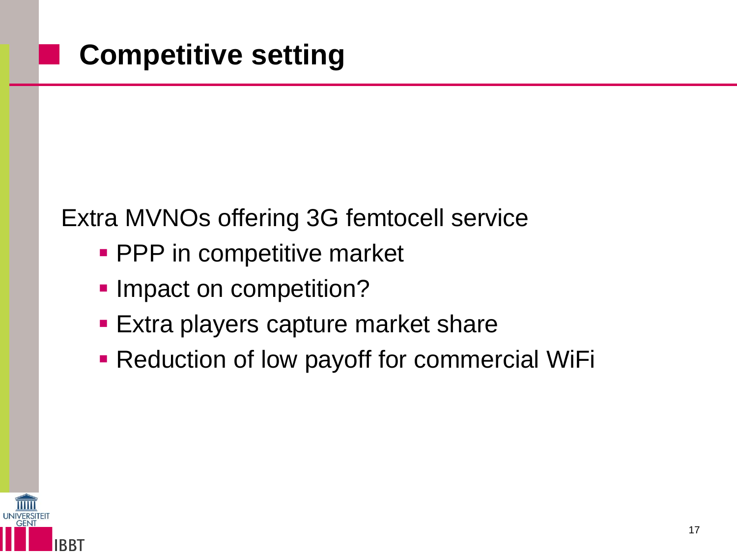# Competitive setting

Extra MVNOs offering 3G femtocell service

- PPP in competitive market
- Impact on competition?
- Extra players capture market share
- Reduction of low payoff for commercial WiFi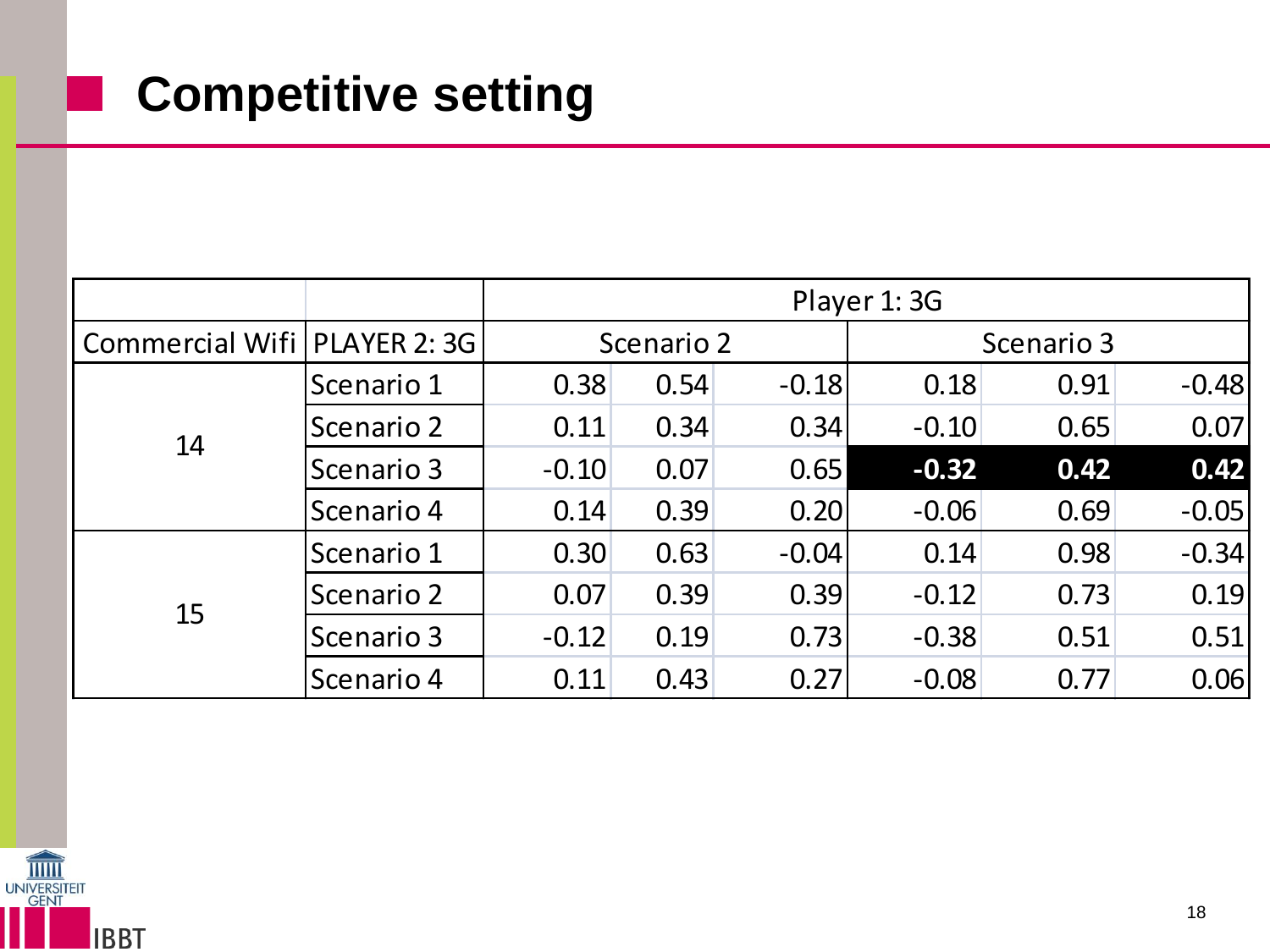## Competitive setting

| | | Player 1: 3G | | | | | |
|---|---|---|---|---|---|---|---|
| Commercial Wifi | PLAYER 2: 3G | Scenario 2 | | | Scenario 3 | | |
| 14 | Scenario 1 | 0.38 | 0.54 | -0.18 | 0.18 | 0.91 | -0.48 |
| | Scenario 2 | 0.11 | 0.34 | 0.34 | -0.10 | 0.65 | 0.07 |
| | Scenario 3 | -0.10 | 0.07 | 0.65 | **-0.32** | **0.42** | **0.42** |
| | Scenario 4 | 0.14 | 0.39 | 0.20 | -0.06 | 0.69 | -0.05 |
| 15 | Scenario 1 | 0.30 | 0.63 | -0.04 | 0.14 | 0.98 | -0.34 |
| | Scenario 2 | 0.07 | 0.39 | 0.39 | -0.12 | 0.73 | 0.19 |
| | Scenario 3 | -0.12 | 0.19 | 0.73 | -0.38 | 0.51 | 0.51 |
| | Scenario 4 | 0.11 | 0.43 | 0.27 | -0.08 | 0.77 | 0.06 |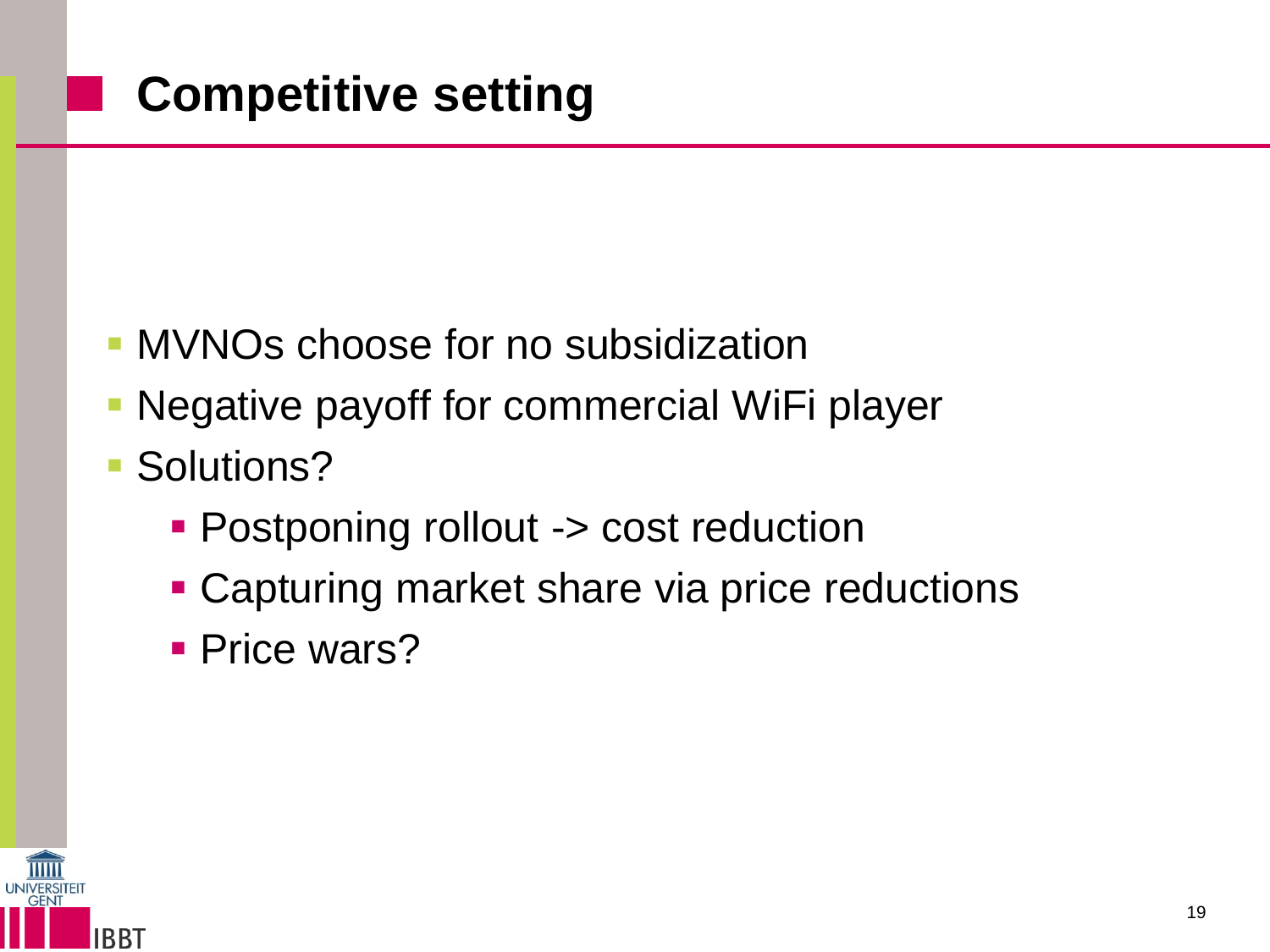# Competitive setting

- MVNOs choose for no subsidization
- Negative payoff for commercial WiFi player
- Solutions?
  - Postponing rollout -> cost reduction
  - Capturing market share via price reductions
  - Price wars?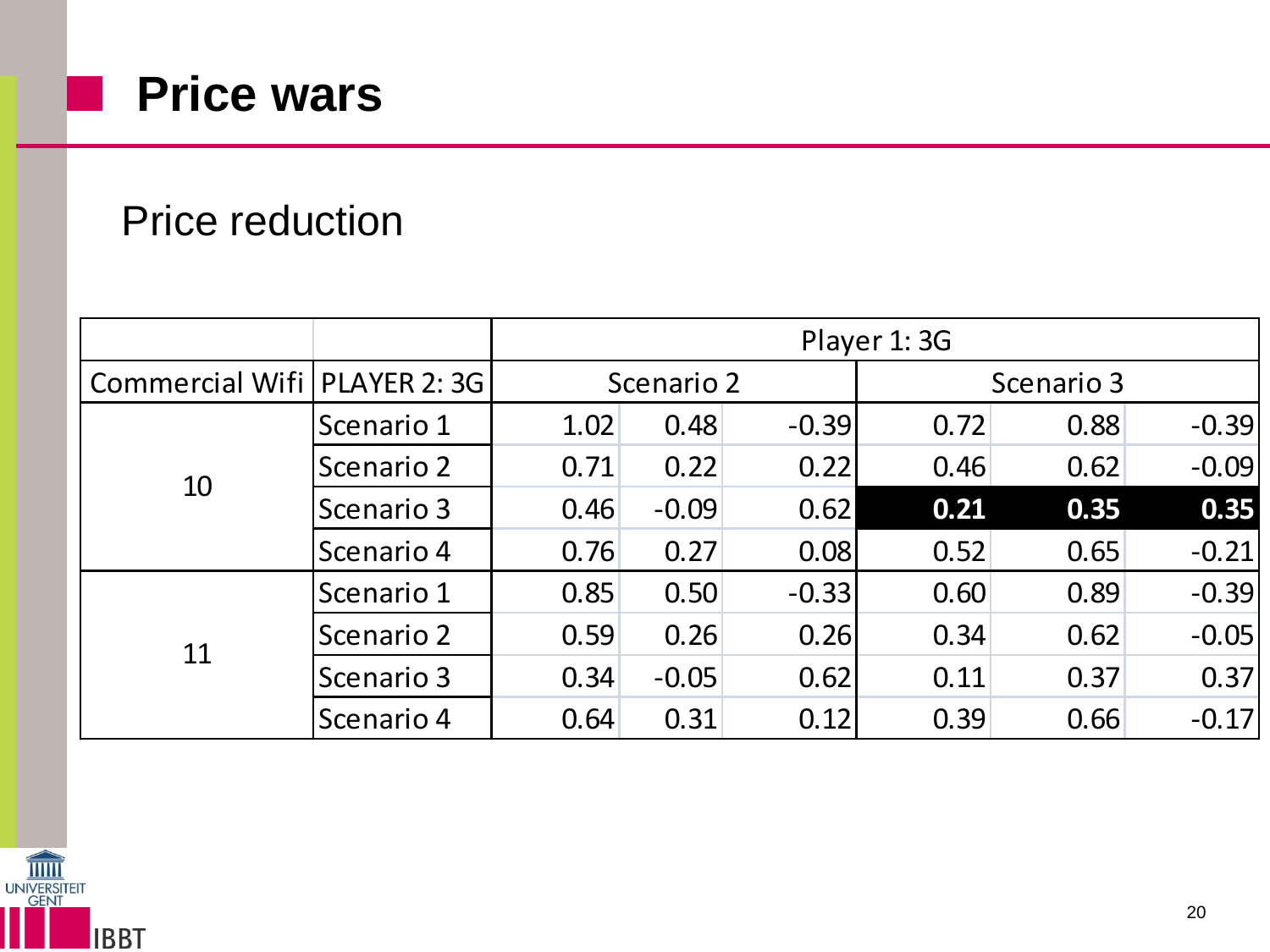# Price wars

Price reduction

| | | Player 1: 3G | | | | | |
|---|---|---|---|---|---|---|---|
| Commercial Wifi | PLAYER 2: 3G | Scenario 2 | | | Scenario 3 | | |
| 10 | Scenario 1 | 1.02 | 0.48 | -0.39 | 0.72 | 0.88 | -0.39 |
| | Scenario 2 | 0.71 | 0.22 | 0.22 | 0.46 | 0.62 | -0.09 |
| | Scenario 3 | 0.46 | -0.09 | 0.62 | **0.21** | **0.35** | **0.35** |
| | Scenario 4 | 0.76 | 0.27 | 0.08 | 0.52 | 0.65 | -0.21 |
| 11 | Scenario 1 | 0.85 | 0.50 | -0.33 | 0.60 | 0.89 | -0.39 |
| | Scenario 2 | 0.59 | 0.26 | 0.26 | 0.34 | 0.62 | -0.05 |
| | Scenario 3 | 0.34 | -0.05 | 0.62 | 0.11 | 0.37 | 0.37 |
| | Scenario 4 | 0.64 | 0.31 | 0.12 | 0.39 | 0.66 | -0.17 |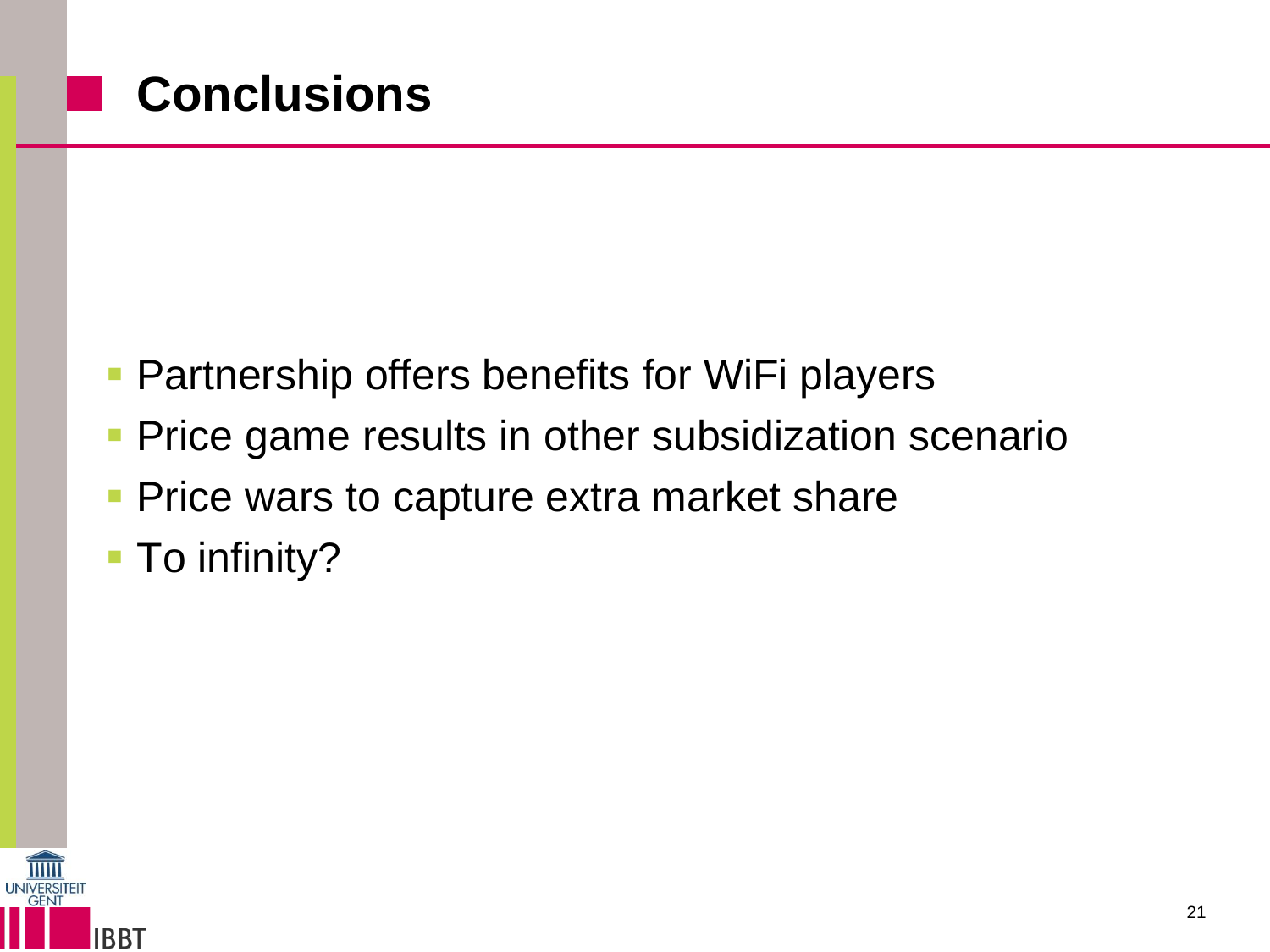# Conclusions

- Partnership offers benefits for WiFi players
- Price game results in other subsidization scenario
- Price wars to capture extra market share
- To infinity?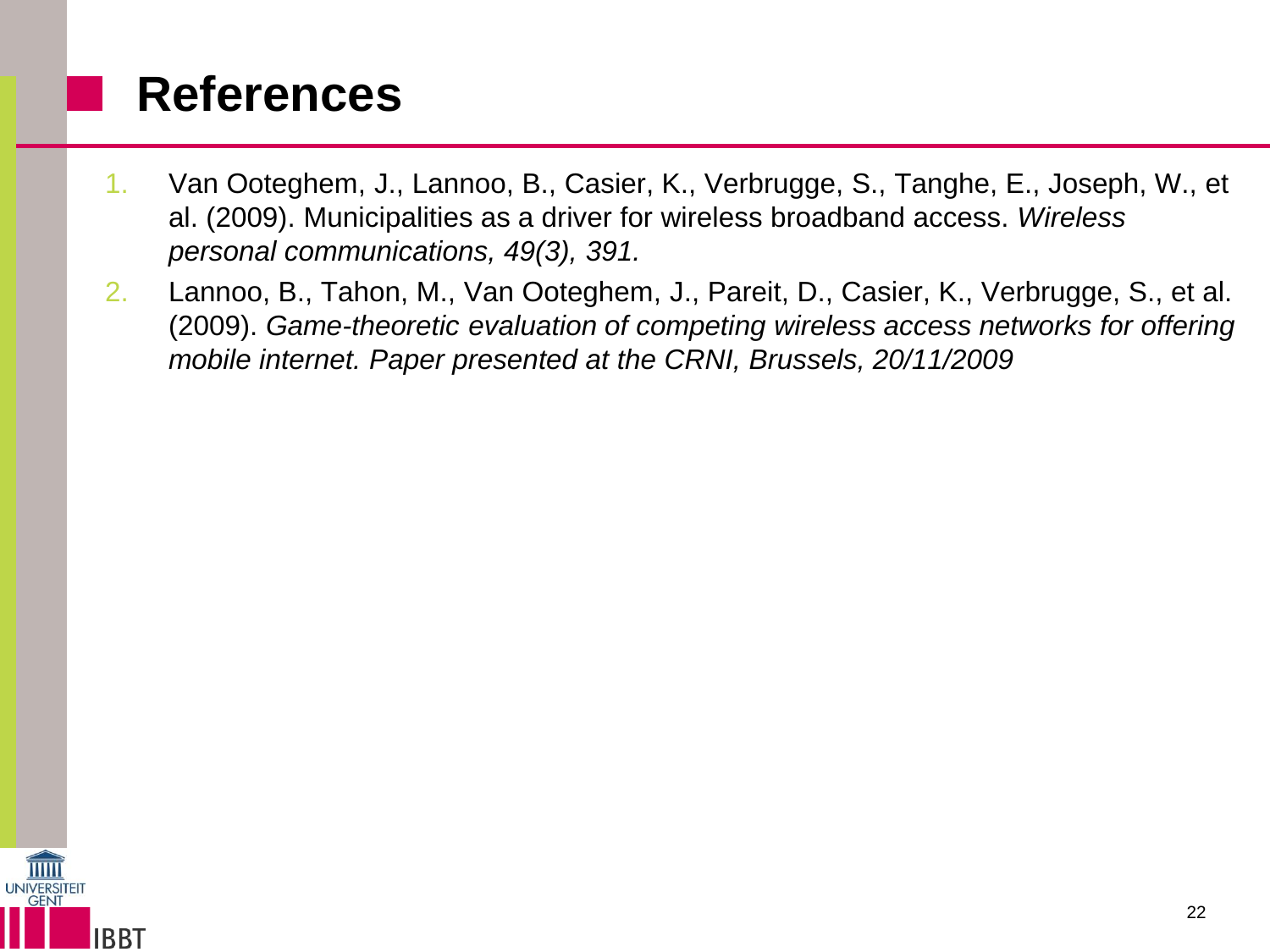# References

1. Van Ooteghem, J., Lannoo, B., Casier, K., Verbrugge, S., Tanghe, E., Joseph, W., et al. (2009). Municipalities as a driver for wireless broadband access. *Wireless personal communications, 49(3), 391.*
2. Lannoo, B., Tahon, M., Van Ooteghem, J., Pareit, D., Casier, K., Verbrugge, S., et al. (2009). *Game-theoretic evaluation of competing wireless access networks for offering mobile internet. Paper presented at the CRNI, Brussels, 20/11/2009*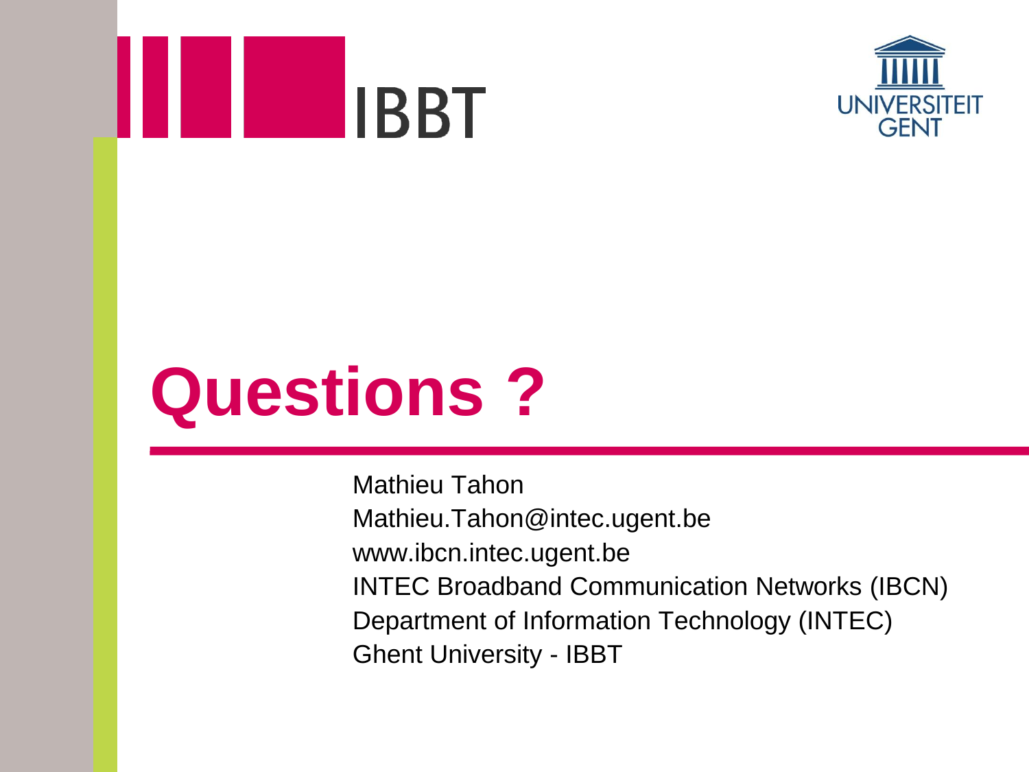IBBT

UNIVERSITEIT GENT

# Questions ?

Mathieu Tahon
Mathieu.Tahon@intec.ugent.be
www.ibcn.intec.ugent.be
INTEC Broadband Communication Networks (IBCN)
Department of Information Technology (INTEC)
Ghent University - IBBT